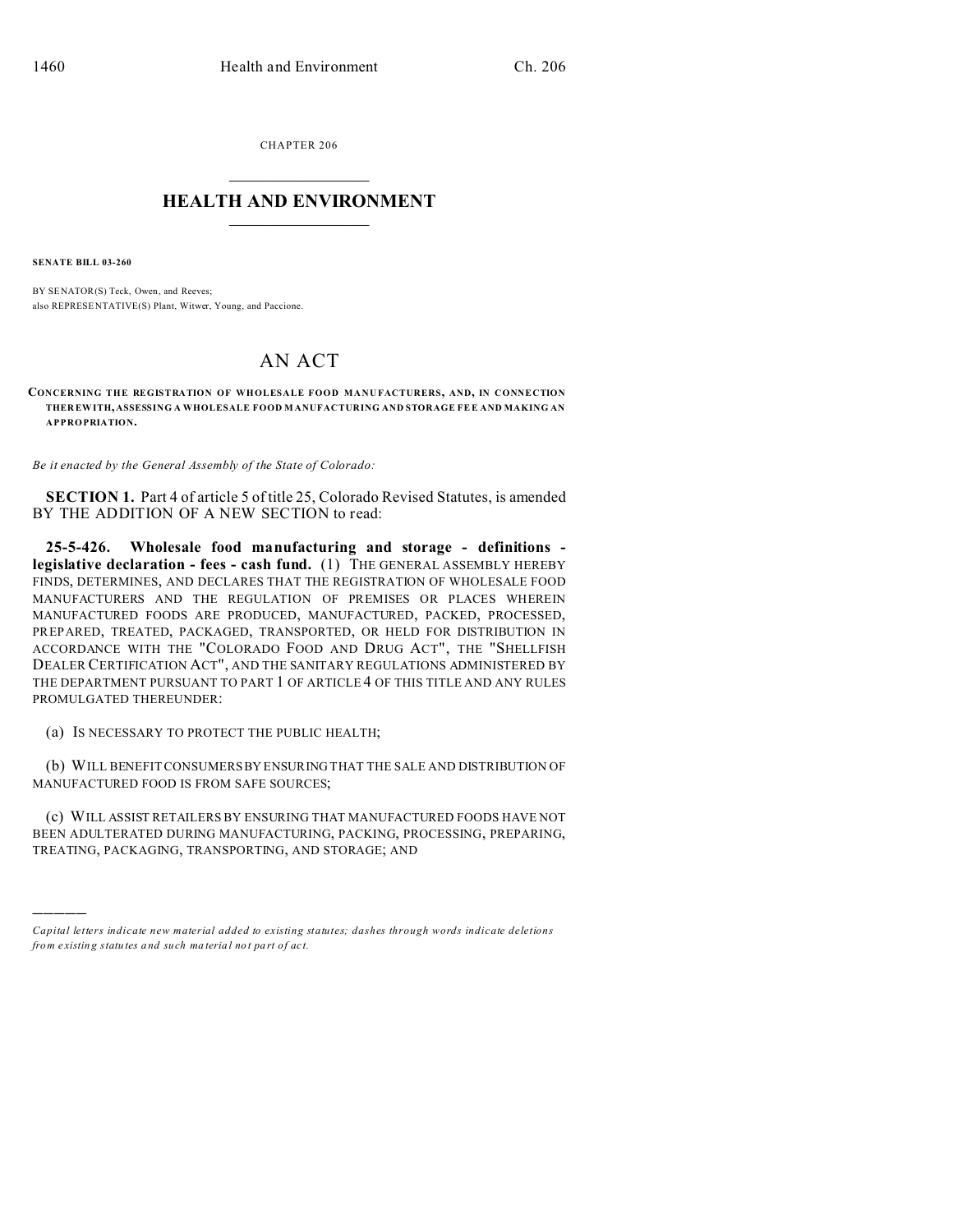CHAPTER 206

# HEALTH AND ENVIRONMENT

**SENATE BILL 03-260**

BY SENATOR(S) Teck, Owen, and Reeves;
also REPRESENTATIVE(S) Plant, Witwer, Young, and Paccione.

# AN ACT

**CONCERNING THE REGISTRATION OF WHOLESALE FOOD MANUFACTURERS, AND, IN CONNECTION THEREWITH, ASSESSING A WHOLESALE FOOD MANUFACTURING AND STORAGE FEE AND MAKING AN APPROPRIATION.**

*Be it enacted by the General Assembly of the State of Colorado:*

**SECTION 1.** Part 4 of article 5 of title 25, Colorado Revised Statutes, is amended BY THE ADDITION OF A NEW SECTION to read:

**25-5-426. Wholesale food manufacturing and storage - definitions - legislative declaration - fees - cash fund.** (1) THE GENERAL ASSEMBLY HEREBY FINDS, DETERMINES, AND DECLARES THAT THE REGISTRATION OF WHOLESALE FOOD MANUFACTURERS AND THE REGULATION OF PREMISES OR PLACES WHEREIN MANUFACTURED FOODS ARE PRODUCED, MANUFACTURED, PACKED, PROCESSED, PREPARED, TREATED, PACKAGED, TRANSPORTED, OR HELD FOR DISTRIBUTION IN ACCORDANCE WITH THE "COLORADO FOOD AND DRUG ACT", THE "SHELLFISH DEALER CERTIFICATION ACT", AND THE SANITARY REGULATIONS ADMINISTERED BY THE DEPARTMENT PURSUANT TO PART 1 OF ARTICLE 4 OF THIS TITLE AND ANY RULES PROMULGATED THEREUNDER:

(a) IS NECESSARY TO PROTECT THE PUBLIC HEALTH;

(b) WILL BENEFIT CONSUMERS BY ENSURING THAT THE SALE AND DISTRIBUTION OF MANUFACTURED FOOD IS FROM SAFE SOURCES;

(c) WILL ASSIST RETAILERS BY ENSURING THAT MANUFACTURED FOODS HAVE NOT BEEN ADULTERATED DURING MANUFACTURING, PACKING, PROCESSING, PREPARING, TREATING, PACKAGING, TRANSPORTING, AND STORAGE; AND

---

*Capital letters indicate new material added to existing statutes; dashes through words indicate deletions from existing statutes and such material not part of act.*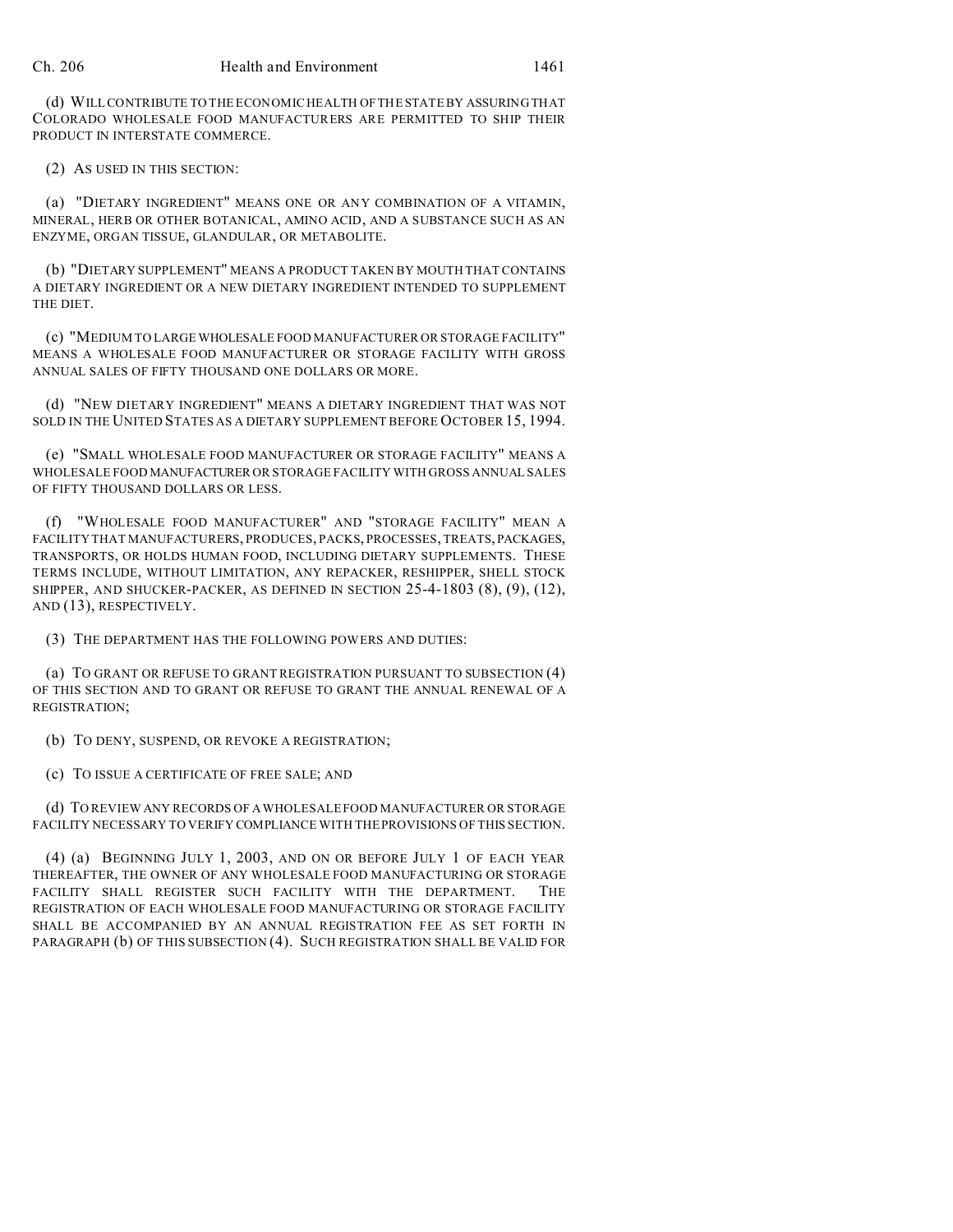(d) WILL CONTRIBUTE TO THE ECONOMIC HEALTH OF THE STATE BY ASSURING THAT COLORADO WHOLESALE FOOD MANUFACTURERS ARE PERMITTED TO SHIP THEIR PRODUCT IN INTERSTATE COMMERCE.

(2) AS USED IN THIS SECTION:

(a) "DIETARY INGREDIENT" MEANS ONE OR ANY COMBINATION OF A VITAMIN, MINERAL, HERB OR OTHER BOTANICAL, AMINO ACID, AND A SUBSTANCE SUCH AS AN ENZYME, ORGAN TISSUE, GLANDULAR, OR METABOLITE.

(b) "DIETARY SUPPLEMENT" MEANS A PRODUCT TAKEN BY MOUTH THAT CONTAINS A DIETARY INGREDIENT OR A NEW DIETARY INGREDIENT INTENDED TO SUPPLEMENT THE DIET.

(c) "MEDIUM TO LARGE WHOLESALE FOOD MANUFACTURER OR STORAGE FACILITY" MEANS A WHOLESALE FOOD MANUFACTURER OR STORAGE FACILITY WITH GROSS ANNUAL SALES OF FIFTY THOUSAND ONE DOLLARS OR MORE.

(d) "NEW DIETARY INGREDIENT" MEANS A DIETARY INGREDIENT THAT WAS NOT SOLD IN THE UNITED STATES AS A DIETARY SUPPLEMENT BEFORE OCTOBER 15, 1994.

(e) "SMALL WHOLESALE FOOD MANUFACTURER OR STORAGE FACILITY" MEANS A WHOLESALE FOOD MANUFACTURER OR STORAGE FACILITY WITH GROSS ANNUAL SALES OF FIFTY THOUSAND DOLLARS OR LESS.

(f) "WHOLESALE FOOD MANUFACTURER" AND "STORAGE FACILITY" MEAN A FACILITY THAT MANUFACTURERS, PRODUCES, PACKS, PROCESSES, TREATS, PACKAGES, TRANSPORTS, OR HOLDS HUMAN FOOD, INCLUDING DIETARY SUPPLEMENTS. THESE TERMS INCLUDE, WITHOUT LIMITATION, ANY REPACKER, RESHIPPER, SHELL STOCK SHIPPER, AND SHUCKER-PACKER, AS DEFINED IN SECTION 25-4-1803 (8), (9), (12), AND (13), RESPECTIVELY.

(3) THE DEPARTMENT HAS THE FOLLOWING POWERS AND DUTIES:

(a) TO GRANT OR REFUSE TO GRANT REGISTRATION PURSUANT TO SUBSECTION (4) OF THIS SECTION AND TO GRANT OR REFUSE TO GRANT THE ANNUAL RENEWAL OF A REGISTRATION;

(b) TO DENY, SUSPEND, OR REVOKE A REGISTRATION;

(c) TO ISSUE A CERTIFICATE OF FREE SALE; AND

(d) TO REVIEW ANY RECORDS OF A WHOLESALE FOOD MANUFACTURER OR STORAGE FACILITY NECESSARY TO VERIFY COMPLIANCE WITH THE PROVISIONS OF THIS SECTION.

(4) (a) BEGINNING JULY 1, 2003, AND ON OR BEFORE JULY 1 OF EACH YEAR THEREAFTER, THE OWNER OF ANY WHOLESALE FOOD MANUFACTURING OR STORAGE FACILITY SHALL REGISTER SUCH FACILITY WITH THE DEPARTMENT. THE REGISTRATION OF EACH WHOLESALE FOOD MANUFACTURING OR STORAGE FACILITY SHALL BE ACCOMPANIED BY AN ANNUAL REGISTRATION FEE AS SET FORTH IN PARAGRAPH (b) OF THIS SUBSECTION (4). SUCH REGISTRATION SHALL BE VALID FOR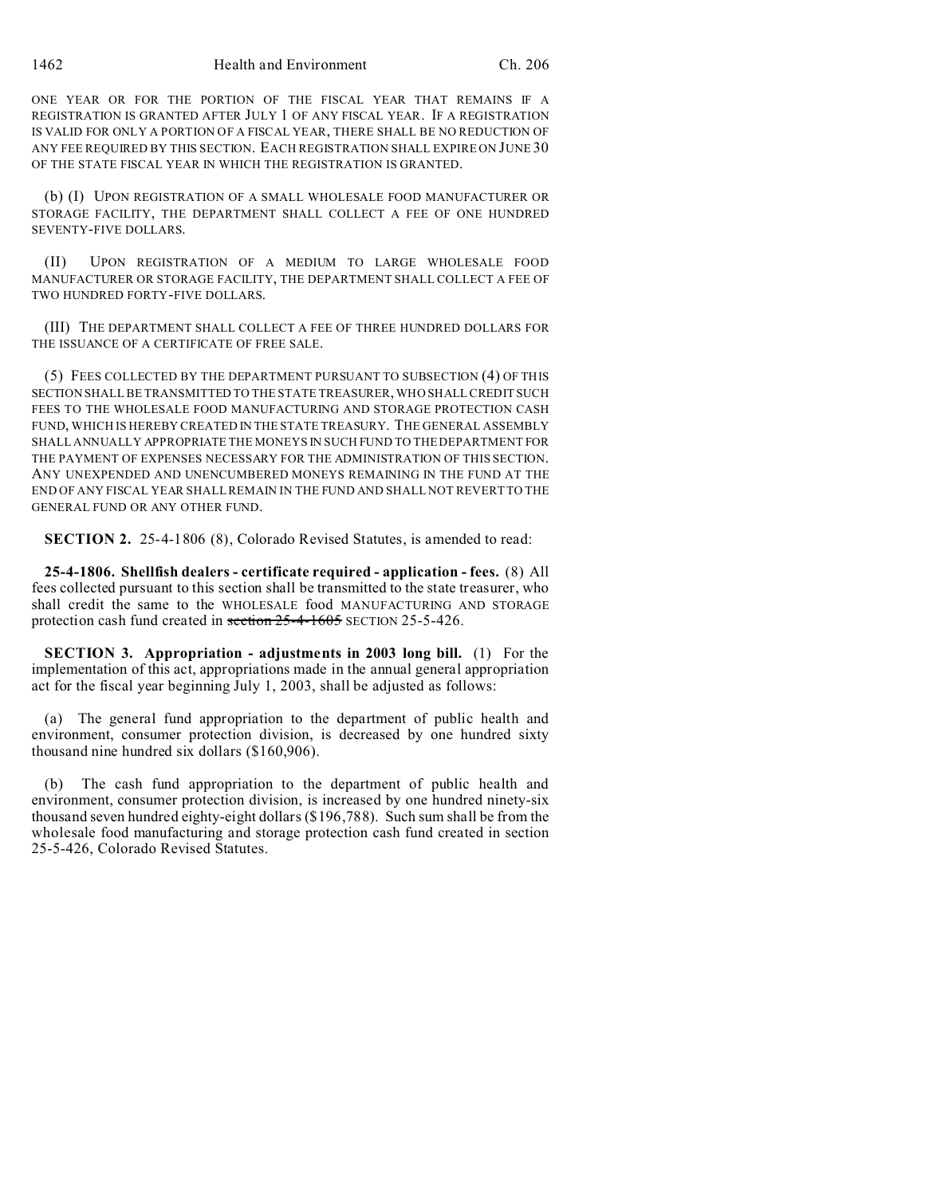ONE YEAR OR FOR THE PORTION OF THE FISCAL YEAR THAT REMAINS IF A REGISTRATION IS GRANTED AFTER JULY 1 OF ANY FISCAL YEAR. IF A REGISTRATION IS VALID FOR ONLY A PORTION OF A FISCAL YEAR, THERE SHALL BE NO REDUCTION OF ANY FEE REQUIRED BY THIS SECTION. EACH REGISTRATION SHALL EXPIRE ON JUNE 30 OF THE STATE FISCAL YEAR IN WHICH THE REGISTRATION IS GRANTED.

(b) (I) UPON REGISTRATION OF A SMALL WHOLESALE FOOD MANUFACTURER OR STORAGE FACILITY, THE DEPARTMENT SHALL COLLECT A FEE OF ONE HUNDRED SEVENTY-FIVE DOLLARS.

(II) UPON REGISTRATION OF A MEDIUM TO LARGE WHOLESALE FOOD MANUFACTURER OR STORAGE FACILITY, THE DEPARTMENT SHALL COLLECT A FEE OF TWO HUNDRED FORTY-FIVE DOLLARS.

(III) THE DEPARTMENT SHALL COLLECT A FEE OF THREE HUNDRED DOLLARS FOR THE ISSUANCE OF A CERTIFICATE OF FREE SALE.

(5) FEES COLLECTED BY THE DEPARTMENT PURSUANT TO SUBSECTION (4) OF THIS SECTION SHALL BE TRANSMITTED TO THE STATE TREASURER, WHO SHALL CREDIT SUCH FEES TO THE WHOLESALE FOOD MANUFACTURING AND STORAGE PROTECTION CASH FUND, WHICH IS HEREBY CREATED IN THE STATE TREASURY. THE GENERAL ASSEMBLY SHALL ANNUALLY APPROPRIATE THE MONEYS IN SUCH FUND TO THE DEPARTMENT FOR THE PAYMENT OF EXPENSES NECESSARY FOR THE ADMINISTRATION OF THIS SECTION. ANY UNEXPENDED AND UNENCUMBERED MONEYS REMAINING IN THE FUND AT THE END OF ANY FISCAL YEAR SHALL REMAIN IN THE FUND AND SHALL NOT REVERT TO THE GENERAL FUND OR ANY OTHER FUND.

**SECTION 2.** 25-4-1806 (8), Colorado Revised Statutes, is amended to read:

**25-4-1806. Shellfish dealers - certificate required - application - fees.** (8) All fees collected pursuant to this section shall be transmitted to the state treasurer, who shall credit the same to the WHOLESALE food MANUFACTURING AND STORAGE protection cash fund created in ~~section 25-4-1605~~ SECTION 25-5-426.

**SECTION 3. Appropriation - adjustments in 2003 long bill.** (1) For the implementation of this act, appropriations made in the annual general appropriation act for the fiscal year beginning July 1, 2003, shall be adjusted as follows:

(a) The general fund appropriation to the department of public health and environment, consumer protection division, is decreased by one hundred sixty thousand nine hundred six dollars ($160,906).

(b) The cash fund appropriation to the department of public health and environment, consumer protection division, is increased by one hundred ninety-six thousand seven hundred eighty-eight dollars ($196,788). Such sum shall be from the wholesale food manufacturing and storage protection cash fund created in section 25-5-426, Colorado Revised Statutes.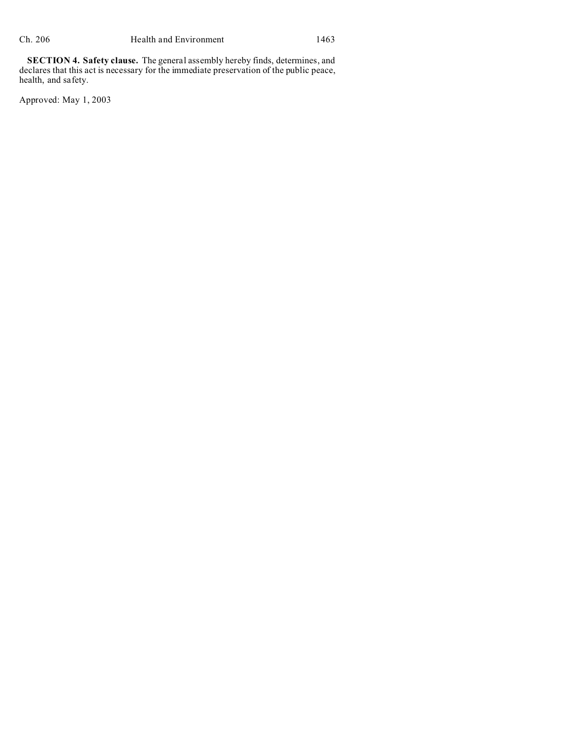**SECTION 4. Safety clause.** The general assembly hereby finds, determines, and declares that this act is necessary for the immediate preservation of the public peace, health, and safety.

Approved: May 1, 2003